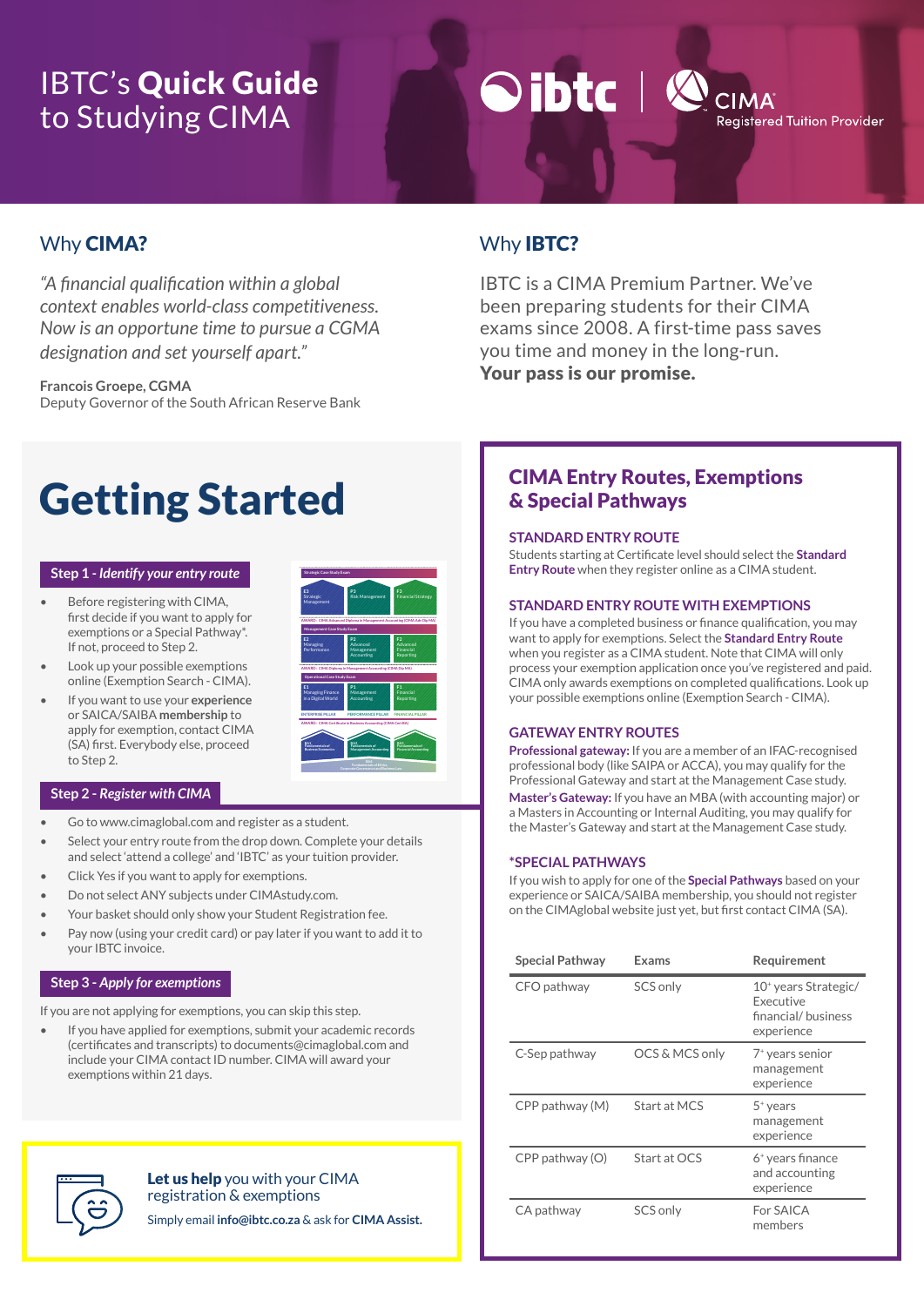# IBTC's **Quick Guide** to Studying CIMA

ibtc | CIMA Registered Tuition Provider

## Why **CIMA?**

*"A financial qualification within a global context enables world-class competitiveness. Now is an opportune time to pursue a CGMA designation and set yourself apart."*

**Francois Groepe, CGMA**
Deputy Governor of the South African Reserve Bank

## Why **IBTC?**

IBTC is a CIMA Premium Partner. We've been preparing students for their CIMA exams since 2008. A first-time pass saves you time and money in the long-run.
**Your pass is our promise.**

# Getting Started

### Step 1 - *Identify your entry route*

- Before registering with CIMA, first decide if you want to apply for exemptions or a Special Pathway*. If not, proceed to Step 2.
- Look up your possible exemptions online (Exemption Search - CIMA).
- If you want to use your **experience** or SAICA/SAIBA **membership** to apply for exemption, contact CIMA (SA) first. Everybody else, proceed to Step 2.

### Step 2 - *Register with CIMA*

- Go to www.cimaglobal.com and register as a student.
- Select your entry route from the drop down. Complete your details and select 'attend a college' and 'IBTC' as your tuition provider.
- Click Yes if you want to apply for exemptions.
- Do not select ANY subjects under CIMAstudy.com.
- Your basket should only show your Student Registration fee.
- Pay now (using your credit card) or pay later if you want to add it to your IBTC invoice.

### Step 3 - *Apply for exemptions*

If you are not applying for exemptions, you can skip this step.

- If you have applied for exemptions, submit your academic records (certificates and transcripts) to documents@cimaglobal.com and include your CIMA contact ID number. CIMA will award your exemptions within 21 days.

**Let us help** you with your CIMA registration & exemptions

Simply email **info@ibtc.co.za** & ask for **CIMA Assist.**

## CIMA Entry Routes, Exemptions & Special Pathways

### STANDARD ENTRY ROUTE

Students starting at Certificate level should select the **Standard Entry Route** when they register online as a CIMA student.

### STANDARD ENTRY ROUTE WITH EXEMPTIONS

If you have a completed business or finance qualification, you may want to apply for exemptions. Select the **Standard Entry Route** when you register as a CIMA student. Note that CIMA will only process your exemption application once you've registered and paid. CIMA only awards exemptions on completed qualifications. Look up your possible exemptions online (Exemption Search - CIMA).

### GATEWAY ENTRY ROUTES

**Professional gateway:** If you are a member of an IFAC-recognised professional body (like SAIPA or ACCA), you may qualify for the Professional Gateway and start at the Management Case study.

**Master's Gateway:** If you have an MBA (with accounting major) or a Masters in Accounting or Internal Auditing, you may qualify for the Master's Gateway and start at the Management Case study.

### *SPECIAL PATHWAYS

If you wish to apply for one of the **Special Pathways** based on your experience or SAICA/SAIBA membership, you should not register on the CIMAglobal website just yet, but first contact CIMA (SA).

| Special Pathway | Exams | Requirement |
|---|---|---|
| CFO pathway | SCS only | 10+ years Strategic/ Executive financial/ business experience |
| C-Sep pathway | OCS & MCS only | 7+ years senior management experience |
| CPP pathway (M) | Start at MCS | 5+ years management experience |
| CPP pathway (O) | Start at OCS | 6+ years finance and accounting experience |
| CA pathway | SCS only | For SAICA members |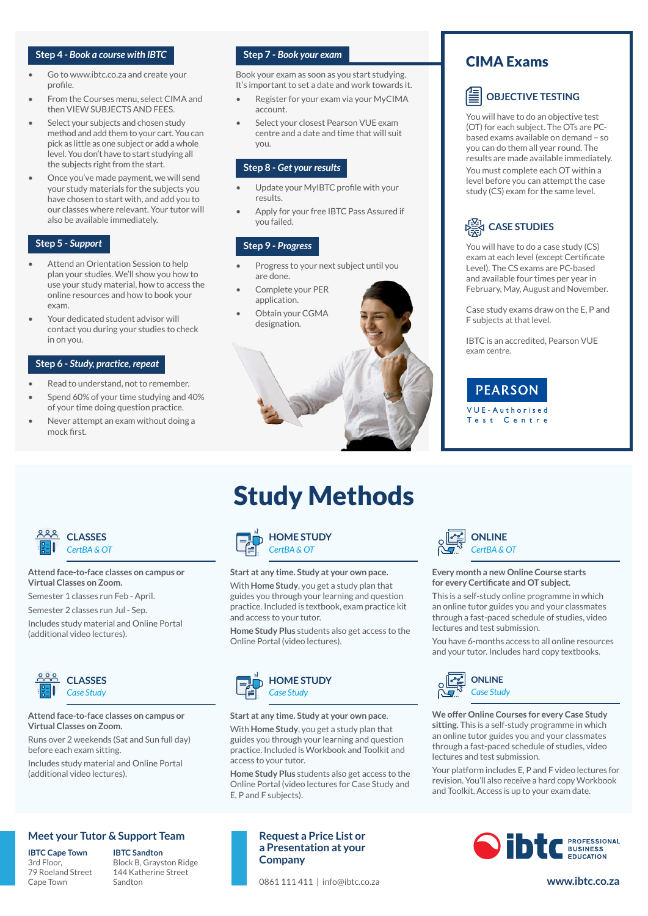### Step 4 - *Book a course with IBTC*

- Go to www.ibtc.co.za and create your profile.
- From the Courses menu, select CIMA and then VIEW SUBJECTS AND FEES.
- Select your subjects and chosen study method and add them to your cart. You can pick as little as one subject or add a whole level. You don't have to start studying all the subjects right from the start.
- Once you've made payment, we will send your study materials for the subjects you have chosen to start with, and you to our classes where relevant. Your tutor will also be available immediately.

### Step 5 - *Support*

- Attend an Orientation Session to help plan your studies. We'll show you how to use your study material, how to access the online resources and how to book your exam.
- Your dedicated student advisor will contact you during your studies to check in on you.

### Step 6 - *Study, practice, repeat*

- Read to understand, not to remember.
- Spend 60% of your time studying and 40% of your time doing question practice.
- Never attempt an exam without doing a mock first.

### Step 7 - *Book your exam*

Book your exam as soon as you start studying. It's important to set a date and work towards it.

- Register for your exam via your MyCIMA account.
- Select your closest Pearson VUE exam centre and a date and time that will suit you.

### Step 8 - *Get your results*

- Update your MyIBTC profile with your results.
- Apply for your free IBTC Pass Assured if you failed.

### Step 9 - *Progress*

- Progress to your next subject until you are done.
- Complete your PER application.
- Obtain your CGMA designation.

## CIMA Exams

### OBJECTIVE TESTING

You will have to do an objective test (OT) for each subject. The OTs are PC-based exams available on demand – so you can do them all year round. The results are made available immediately.

You must complete each OT within a level before you can attempt the case study (CS) exam for the same level.

### CASE STUDIES

You will have to do a case study (CS) exam at each level (except Certificate Level). The CS exams are PC-based and available four times per year in February, May, August and November.

Case study exams draw on the E, P and F subjects at that level.

IBTC is an accredited, Pearson VUE exam centre.

PEARSON

VUE-Authorised Test Centre

# Study Methods

### CLASSES
*CertBA & OT*

**Attend face-to-face classes on campus or Virtual Classes on Zoom.**

Semester 1 classes run Feb - April.

Semester 2 classes run Jul - Sep.

Includes study material and Online Portal (additional video lectures).

### HOME STUDY
*CertBA & OT*

**Start at any time. Study at your own pace.**

With **Home Study**, you get a study plan that guides you through your learning and question practice. Included is textbook, exam practice kit and access to your tutor.

**Home Study Plus** students also get access to the Online Portal (video lectures).

### ONLINE
*CertBA & OT*

**Every month a new Online Course starts for every Certificate and OT subject.**

This is a self-study online programme in which an online tutor guides you and your classmates through a fast-paced schedule of studies, video lectures and test submission.

You have 6-months access to all online resources and your tutor. Includes hard copy textbooks.

### CLASSES
*Case Study*

**Attend face-to-face classes on campus or Virtual Classes on Zoom.**

Runs over 2 weekends (Sat and Sun full day) before each exam sitting.

Includes study material and Online Portal (additional video lectures).

### HOME STUDY
*Case Study*

**Start at any time. Study at your own pace.**

With **Home Study**, you get a study plan that guides you through your learning and question practice. Included is Workbook and Toolkit and access to your tutor.

**Home Study Plus** students also get access to the Online Portal (video lectures for Case Study and E, P and F subjects).

### ONLINE
*Case Study*

**We offer Online Courses for every Case Study sitting.** This is a self-study programme in which an online tutor guides you and your classmates through a fast-paced schedule of studies, video lectures and test submission.

Your platform includes E, P and F video lectures for revision. You'll also receive a hard copy Workbook and Toolkit. Access is up to your exam date.

## Meet your Tutor & Support Team

**IBTC Cape Town**
3rd Floor,
79 Roeland Street
Cape Town

**IBTC Sandton**
Block B, Grayston Ridge
144 Katherine Street
Sandton

## Request a Price List or a Presentation at your Company

0861 111 411 | info@ibtc.co.za

ibtc PROFESSIONAL BUSINESS EDUCATION

**www.ibtc.co.za**